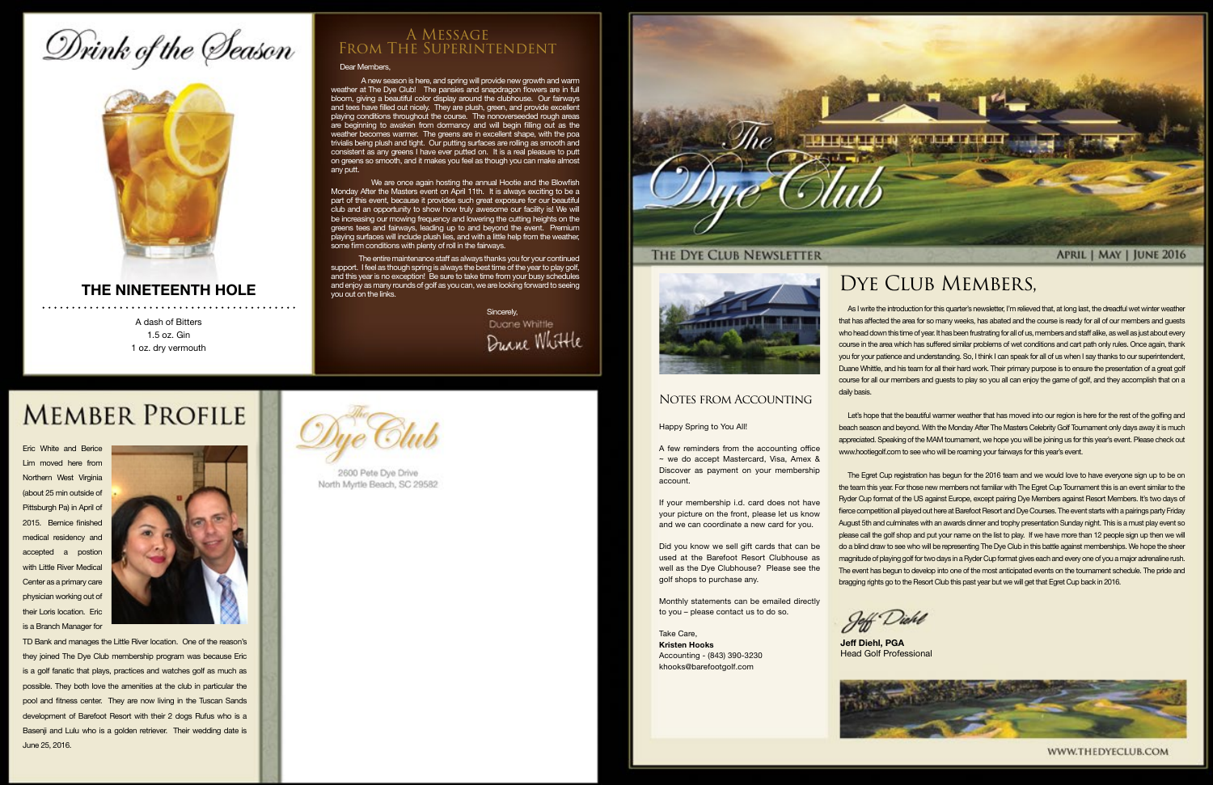# The Dye Club

THE DYE CLUB NEWSLETTER — APRIL | MAY | JUNE 2016

## Dye Club Members,

As I write the introduction for this quarter's newsletter, I'm relieved that, at long last, the dreadful wet winter weather that has affected the area for so many weeks, has abated and the course is ready for all of our members and guests who head down this time of year. It has been frustrating for all of us, members and staff alike, as well as just about every course in the area which has suffered similar problems of wet conditions and cart path only rules. Once again, thank you for your patience and understanding. So, I think I can speak for all of us when I say thanks to our superintendent, Duane Whittle, and his team for all their hard work. Their primary purpose is to ensure the presentation of a great golf course for all our members and guests to play so you all can enjoy the game of golf, and they accomplish that on a daily basis.

Let's hope that the beautiful warmer weather that has moved into our region is here for the rest of the golfing and beach season and beyond. With the Monday After The Masters Celebrity Golf Tournament only days away it is much appreciated. Speaking of the MAM tournament, we hope you will be joining us for this year's event. Please check out www.hootiegolf.com to see who will be roaming your fairways for this year's event.

The Egret Cup registration has begun for the 2016 team and we would love to have everyone sign up to be on the team this year. For those new members not familiar with The Egret Cup Tournament this is an event similar to the Ryder Cup format of the US against Europe, except pairing Dye Members against Resort Members. It's two days of fierce competition all played out here at Barefoot Resort and Dye Courses. The event starts with a pairings party Friday August 5th and culminates with an awards dinner and trophy presentation Sunday night. This is a must play event so please call the golf shop and put your name on the list to play. If we have more than 12 people sign up then we will do a blind draw to see who will be representing The Dye Club in this battle against memberships. We hope the sheer magnitude of playing golf for two days in a Ryder Cup format gives each and every one of you a major adrenaline rush. The event has begun to develop into one of the most anticipated events on the tournament schedule. The pride and bragging rights go to the Resort Club this past year but we will get that Egret Cup back in 2016.

Jeff Diehl

**Jeff Diehl, PGA**
Head Golf Professional

## Notes from Accounting

Happy Spring to You All!

A few reminders from the accounting office ~ we do accept Mastercard, Visa, Amex & Discover as payment on your membership account.

If your membership i.d. card does not have your picture on the front, please let us know and we can coordinate a new card for you.

Did you know we sell gift cards that can be used at the Barefoot Resort Clubhouse as well as the Dye Clubhouse? Please see the golf shops to purchase any.

Monthly statements can be emailed directly to you – please contact us to do so.

Take Care,
**Kristen Hooks**
Accounting - (843) 390-3230
khooks@barefootgolf.com

WWW.THEDYECLUB.COM

## Drink of the Season

### THE NINETEENTH HOLE

A dash of Bitters
1.5 oz. Gin
1 oz. dry vermouth

## A Message From The Superintendent

Dear Members,

A new season is here, and spring will provide new growth and warm weather at The Dye Club! The pansies and snapdragon flowers are in full bloom, giving a beautiful color display around the clubhouse. Our fairways and tees have filled out nicely. They are plush, green, and provide excellent playing conditions throughout the course. The nonoverseeded rough areas are beginning to awaken from dormancy and will begin filling out as the weather becomes warmer. The greens are in excellent shape, with the poa trivialis being plush and tight. Our putting surfaces are rolling as smooth and consistent as any greens I have ever putted on. It is a real pleasure to putt on greens so smooth, and it makes you feel as though you can make almost any putt.

We are once again hosting the annual Hootie and the Blowfish Monday After the Masters event on April 11th. It is always exciting to be a part of this event, because it provides such great exposure for our beautiful club and an opportunity to show how truly awesome our facility is! We will be increasing our mowing frequency and lowering the cutting heights on the greens tees and fairways, leading up to and beyond the event. Premium playing surfaces will include plush lies, and with a little help from the weather, some firm conditions with plenty of roll in the fairways.

The entire maintenance staff as always thanks you for your continued support. I feel as though spring is always the best time of the year to play golf, and this year is no exception! Be sure to take time from your busy schedules and enjoy as many rounds of golf as you can, we are looking forward to seeing you out on the links.

Sincerely,
Duane Whittle

## Member Profile

Eric White and Berice Lim moved here from Northern West Virginia (about 25 min outside of Pittsburgh Pa) in April of 2015. Bernice finished medical residency and accepted a postion with Little River Medical Center as a primary care physician working out of their Loris location. Eric is a Branch Manager for TD Bank and manages the Little River location. One of the reason's they joined The Dye Club membership program was because Eric is a golf fanatic that plays, practices and watches golf as much as possible. They both love the amenities at the club in particular the pool and fitness center. They are now living in the Tuscan Sands development of Barefoot Resort with their 2 dogs Rufus who is a Basenji and Lulu who is a golden retriever. Their wedding date is June 25, 2016.

The Dye Club
2600 Pete Dye Drive
North Myrtle Beach, SC 29582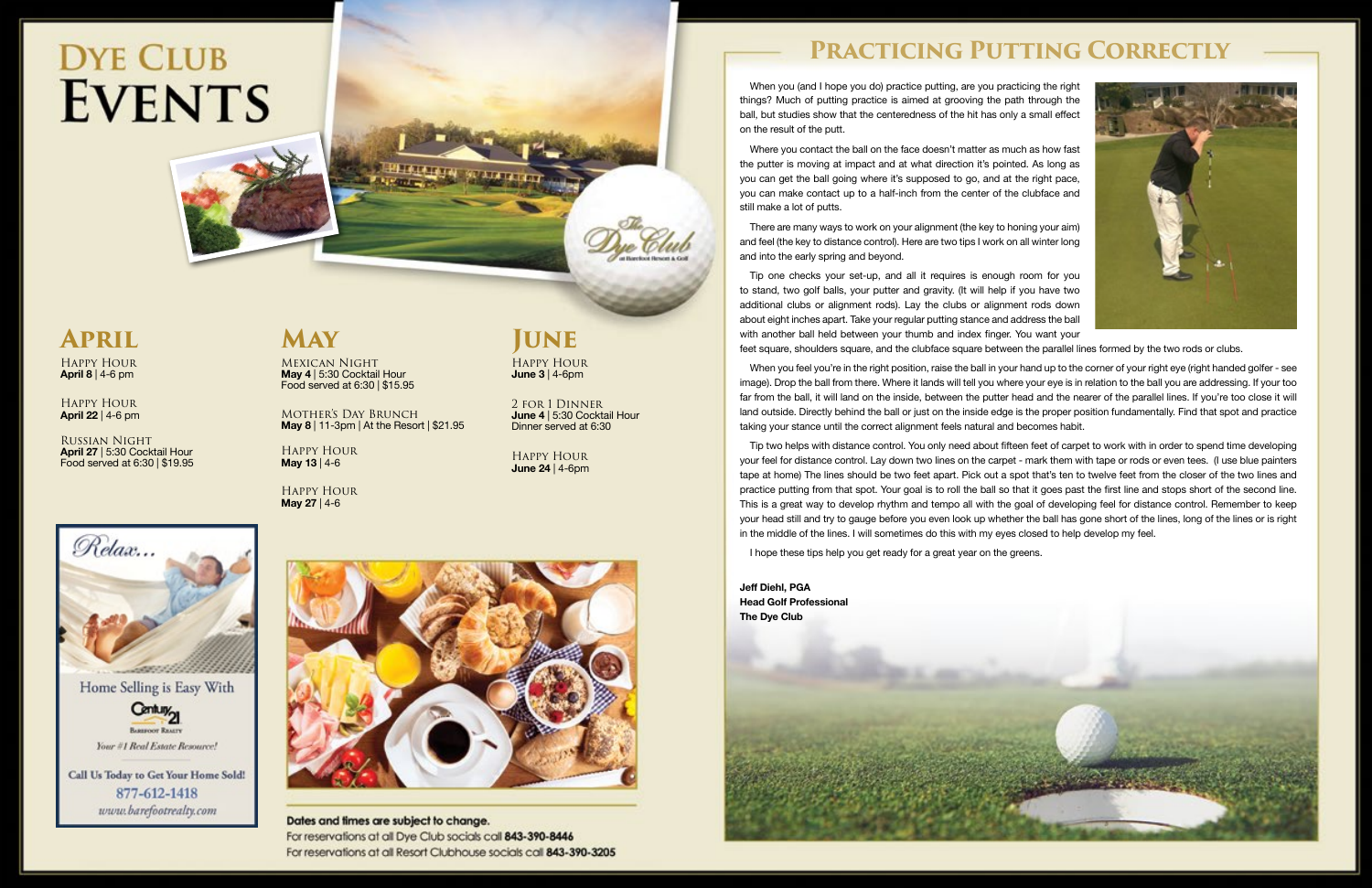# DYE CLUB EVENTS

## APRIL

HAPPY HOUR
**April 8** | 4-6 pm

HAPPY HOUR
**April 22** | 4-6 pm

RUSSIAN NIGHT
**April 27** | 5:30 Cocktail Hour
Food served at 6:30 | $19.95

## MAY

MEXICAN NIGHT
**May 4** | 5:30 Cocktail Hour
Food served at 6:30 | $15.95

MOTHER'S DAY BRUNCH
**May 8** | 11-3pm | At the Resort | $21.95

HAPPY HOUR
**May 13** | 4-6

HAPPY HOUR
**May 27** | 4-6

## JUNE

HAPPY HOUR
**June 3** | 4-6pm

2 FOR 1 DINNER
**June 4** | 5:30 Cocktail Hour
Dinner served at 6:30

HAPPY HOUR
**June 24** | 4-6pm

*Relax...*

Home Selling is Easy With
Century 21
Barefoot Realty
*Your #1 Real Estate Resource!*

**Call Us Today to Get Your Home Sold!**
877-612-1418
*www.barefootrealty.com*

**Dates and times are subject to change.**
For reservations at all Dye Club socials call **843-390-8446**
For reservations at all Resort Clubhouse socials call **843-390-3205**

# PRACTICING PUTTING CORRECTLY

When you (and I hope you do) practice putting, are you practicing the right things? Much of putting practice is aimed at grooving the path through the ball, but studies show that the centeredness of the hit has only a small effect on the result of the putt.

Where you contact the ball on the face doesn't matter as much as how fast the putter is moving at impact and at what direction it's pointed. As long as you can get the ball going where it's supposed to go, and at the right pace, you can make contact up to a half-inch from the center of the clubface and still make a lot of putts.

There are many ways to work on your alignment (the key to honing your aim) and feel (the key to distance control). Here are two tips I work on all winter long and into the early spring and beyond.

Tip one checks your set-up, and all it requires is enough room for you to stand, two golf balls, your putter and gravity. (It will help if you have two additional clubs or alignment rods). Lay the clubs or alignment rods down about eight inches apart. Take your regular putting stance and address the ball with another ball held between your thumb and index finger. You want your feet square, shoulders square, and the clubface square between the parallel lines formed by the two rods or clubs.

When you feel you're in the right position, raise the ball in your hand up to the corner of your right eye (right handed golfer - see image). Drop the ball from there. Where it lands will tell you where your eye is in relation to the ball you are addressing. If your too far from the ball, it will land on the inside, between the putter head and the nearer of the parallel lines. If you're too close it will land outside. Directly behind the ball or just on the inside edge is the proper position fundamentally. Find that spot and practice taking your stance until the correct alignment feels natural and becomes habit.

Tip two helps with distance control. You only need about fifteen feet of carpet to work with in order to spend time developing your feel for distance control. Lay down two lines on the carpet - mark them with tape or rods or even tees. (I use blue painters tape at home) The lines should be two feet apart. Pick out a spot that's ten to twelve feet from the closer of the two lines and practice putting from that spot. Your goal is to roll the ball so that it goes past the first line and stops short of the second line. This is a great way to develop rhythm and tempo all with the goal of developing feel for distance control. Remember to keep your head still and try to gauge before you even look up whether the ball has gone short of the lines, long of the lines or is right in the middle of the lines. I will sometimes do this with my eyes closed to help develop my feel.

I hope these tips help you get ready for a great year on the greens.

**Jeff Diehl, PGA**
**Head Golf Professional**
**The Dye Club**